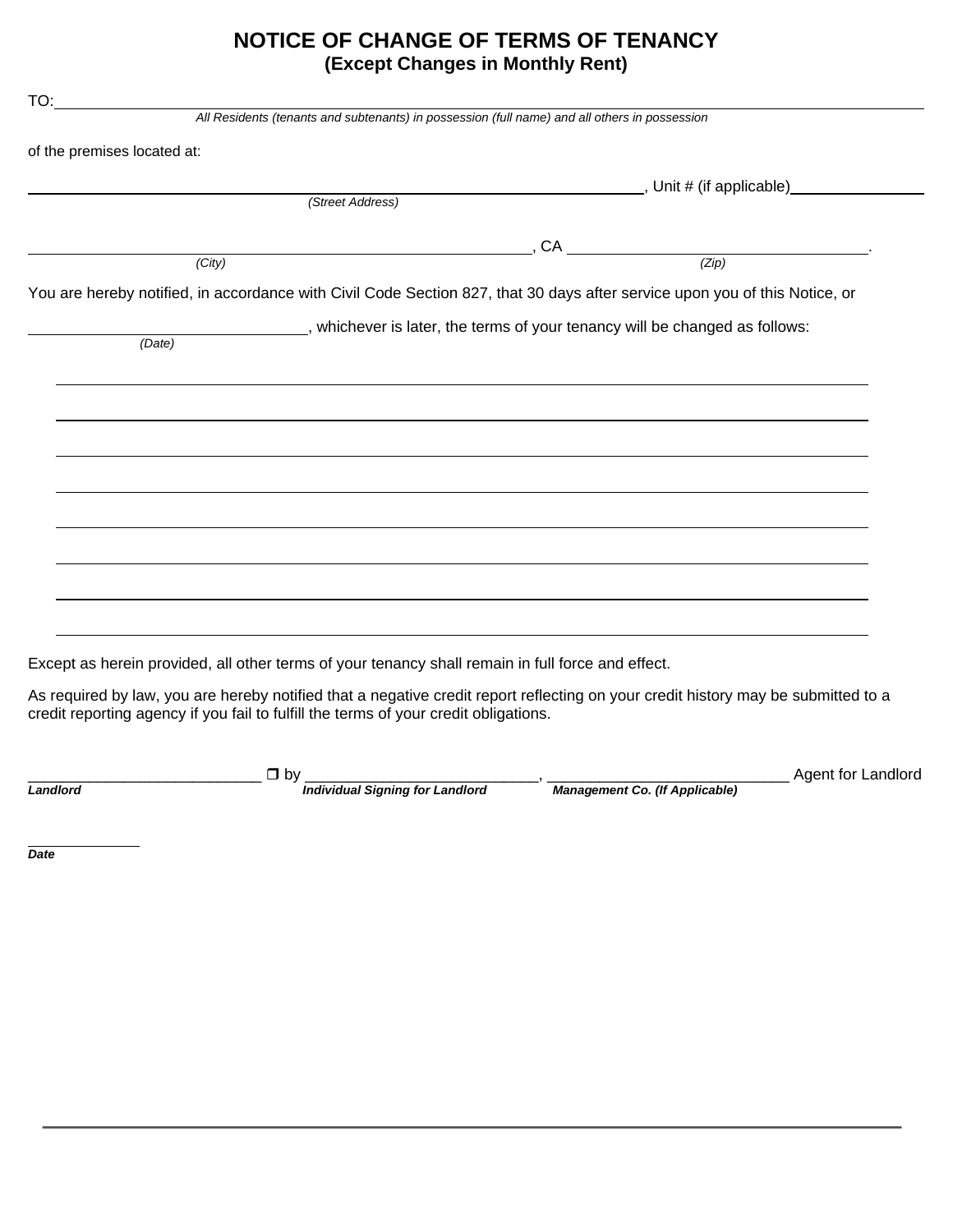# NOTICE OF CHANGE OF TERMS OF TENANCY
## (Except Changes in Monthly Rent)

TO: ______________________________________________________________________________

*All Residents (tenants and subtenants) in possession (full name) and all others in possession*

of the premises located at:

______________________________________________________________, Unit # (if applicable)______________

*(Street Address)*

______________________________________________________, CA ______________________________.

*(City)* *(Zip)*

You are hereby notified, in accordance with Civil Code Section 827, that 30 days after service upon you of this Notice, or

______________________________, whichever is later, the terms of your tenancy will be changed as follows:

*(Date)*

______________________________________________________________________________

______________________________________________________________________________

______________________________________________________________________________

______________________________________________________________________________

______________________________________________________________________________

______________________________________________________________________________

______________________________________________________________________________

______________________________________________________________________________

Except as herein provided, all other terms of your tenancy shall remain in full force and effect.

As required by law, you are hereby notified that a negative credit report reflecting on your credit history may be submitted to a credit reporting agency if you fail to fulfill the terms of your credit obligations.

___________________________ ❒ by ___________________________, ___________________________ Agent for Landlord

***Landlord*** ***Individual Signing for Landlord*** ***Management Co. (If Applicable)***

______________

***Date***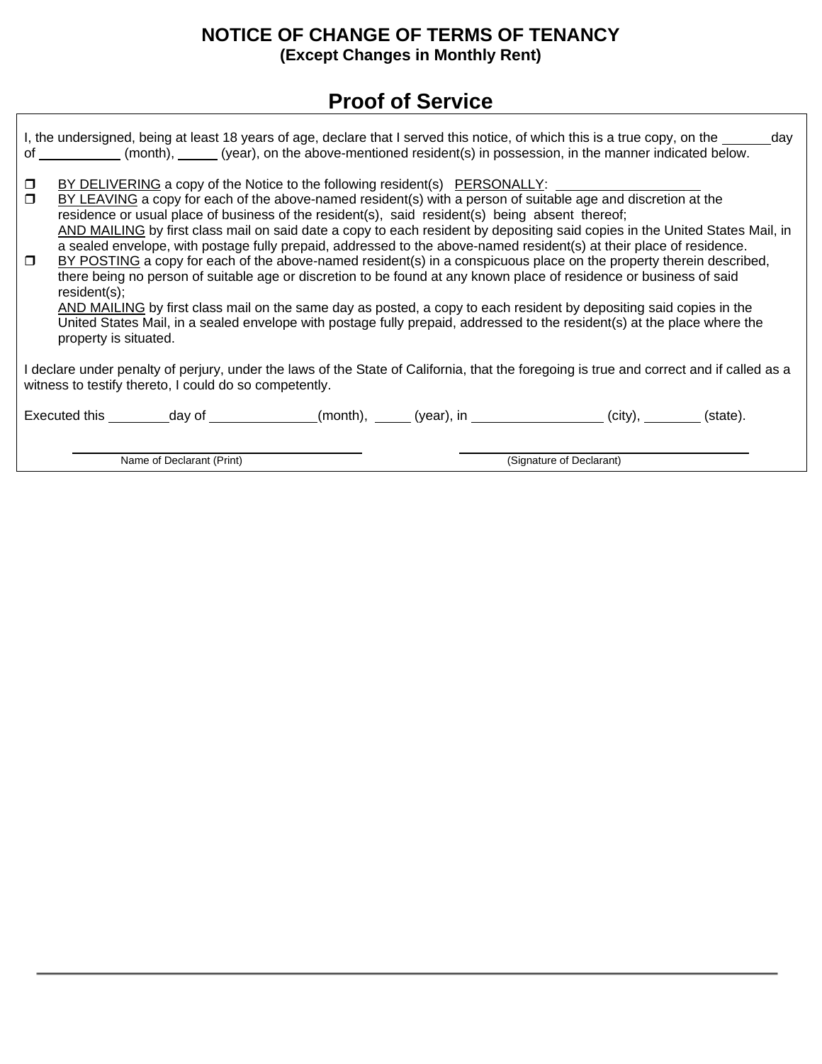# NOTICE OF CHANGE OF TERMS OF TENANCY
**(Except Changes in Monthly Rent)**

## Proof of Service

I, the undersigned, being at least 18 years of age, declare that I served this notice, of which this is a true copy, on the ______ day of __________ (month), _____ (year), on the above-mentioned resident(s) in possession, in the manner indicated below.

- ☐ BY DELIVERING a copy of the Notice to the following resident(s) PERSONALLY: ____________________
- ☐ BY LEAVING a copy for each of the above-named resident(s) with a person of suitable age and discretion at the residence or usual place of business of the resident(s), said resident(s) being absent thereof;
  AND MAILING by first class mail on said date a copy to each resident by depositing said copies in the United States Mail, in a sealed envelope, with postage fully prepaid, addressed to the above-named resident(s) at their place of residence.
- ☐ BY POSTING a copy for each of the above-named resident(s) in a conspicuous place on the property therein described, there being no person of suitable age or discretion to be found at any known place of residence or business of said resident(s);
  AND MAILING by first class mail on the same day as posted, a copy to each resident by depositing said copies in the United States Mail, in a sealed envelope with postage fully prepaid, addressed to the resident(s) at the place where the property is situated.

I declare under penalty of perjury, under the laws of the State of California, that the foregoing is true and correct and if called as a witness to testify thereto, I could do so competently.

Executed this ________ day of ______________ (month), _____ (year), in _________________ (city), _______ (state).

______________________________ Name of Declarant (Print)

______________________________ (Signature of Declarant)